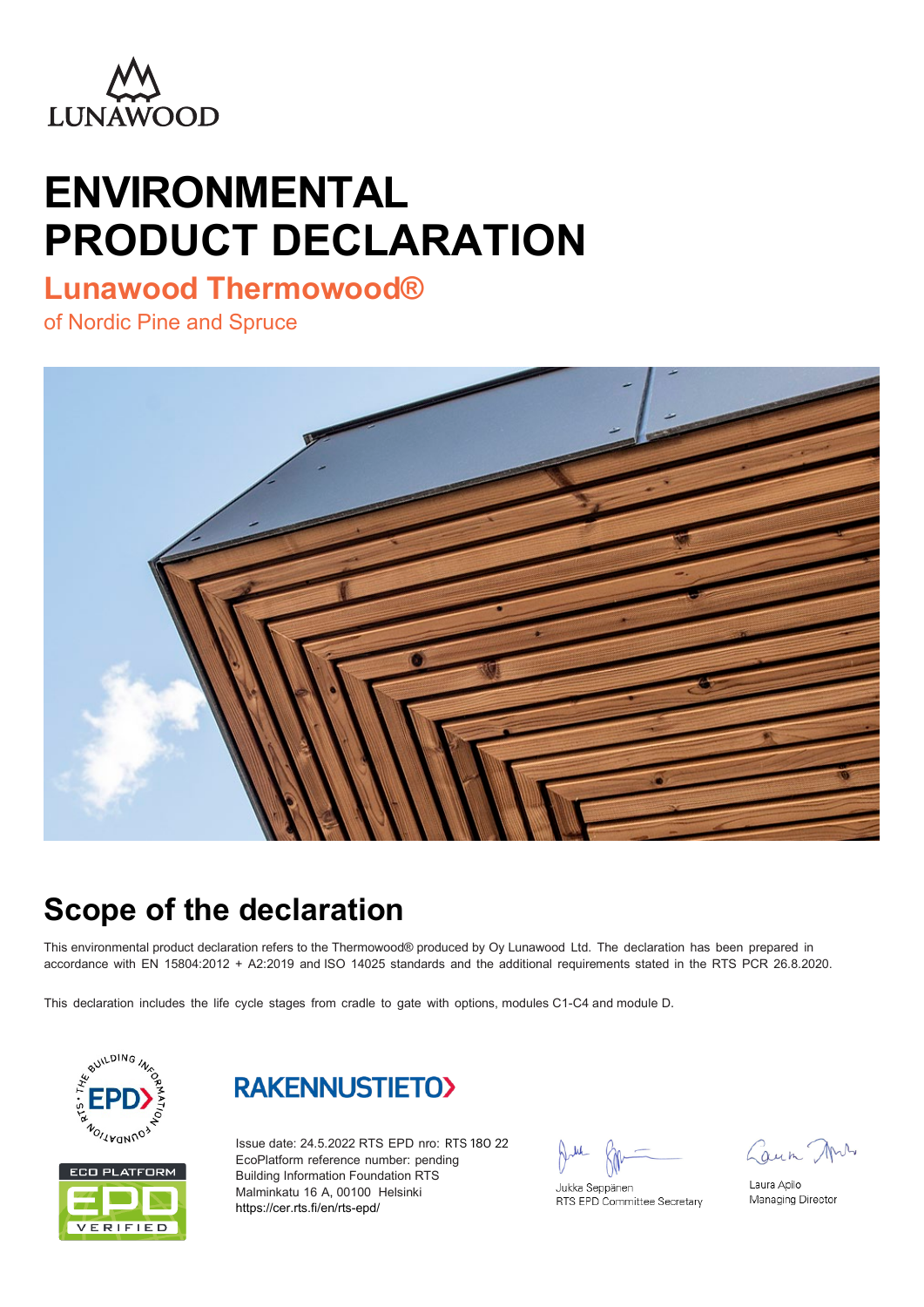LUNAWOOD

# ENVIRONMENTAL PRODUCT DECLARATION

## Lunawood Thermowood®

of Nordic Pine and Spruce

## Scope of the declaration

This environmental product declaration refers to the Thermowood® produced by Oy Lunawood Ltd. The declaration has been prepared in accordance with EN 15804:2012 + A2:2019 and ISO 14025 standards and the additional requirements stated in the RTS PCR 26.8.2020.

This declaration includes the life cycle stages from cradle to gate with options, modules C1-C4 and module D.

RAKENNUSTIETO

Issue date: 24.5.2022 RTS EPD nro: RTS 180 22
EcoPlatform reference number: pending
Building Information Foundation RTS
Malminkatu 16 A, 00100 Helsinki
https://cer.rts.fi/en/rts-epd/

Jukka Seppänen
RTS EPD Committee Secretary

Laura Apilo
Managing Director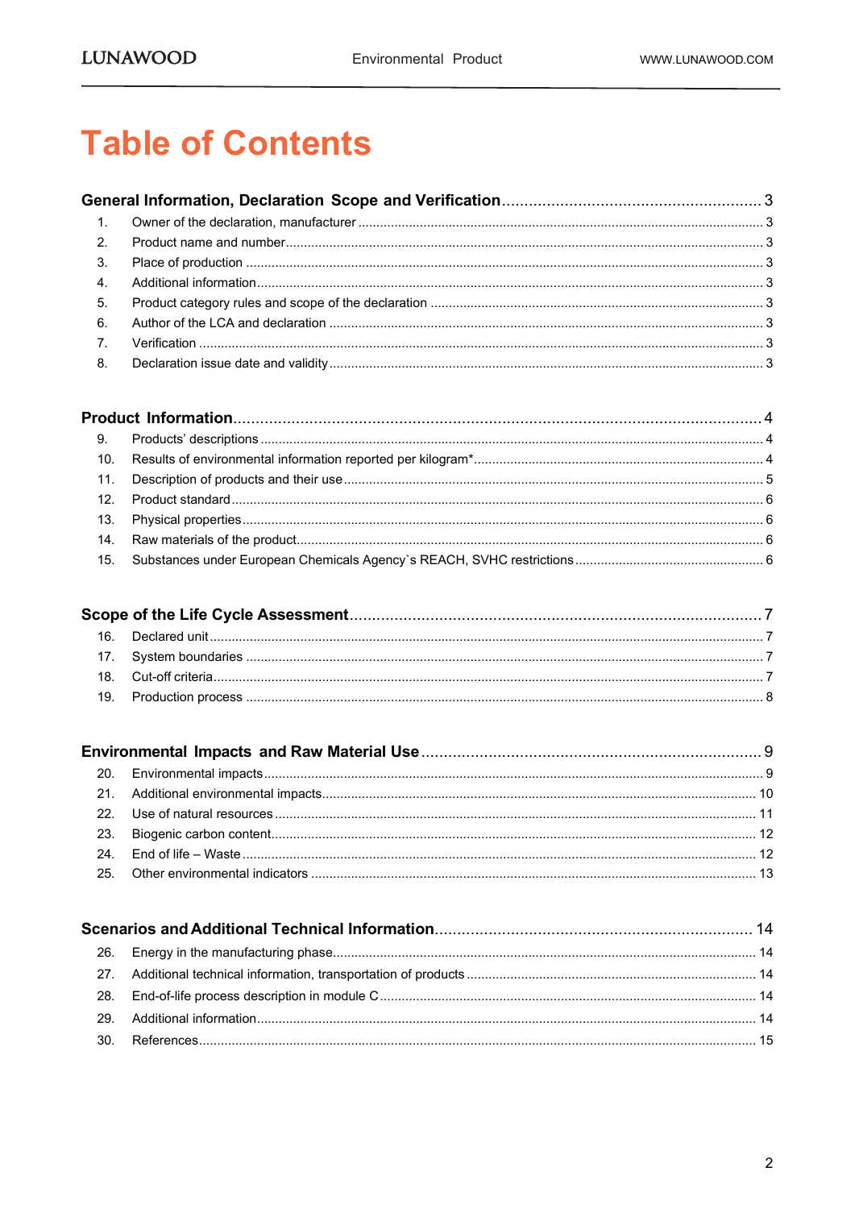# Table of Contents

**General Information, Declaration Scope and Verification** ... 3

1. Owner of the declaration, manufacturer ... 3
2. Product name and number ... 3
3. Place of production ... 3
4. Additional information ... 3
5. Product category rules and scope of the declaration ... 3
6. Author of the LCA and declaration ... 3
7. Verification ... 3
8. Declaration issue date and validity ... 3

**Product Information** ... 4

9. Products' descriptions ... 4
10. Results of environmental information reported per kilogram* ... 4
11. Description of products and their use ... 5
12. Product standard ... 6
13. Physical properties ... 6
14. Raw materials of the product ... 6
15. Substances under European Chemicals Agency`s REACH, SVHC restrictions ... 6

**Scope of the Life Cycle Assessment** ... 7

16. Declared unit ... 7
17. System boundaries ... 7
18. Cut-off criteria ... 7
19. Production process ... 8

**Environmental Impacts and Raw Material Use** ... 9

20. Environmental impacts ... 9
21. Additional environmental impacts ... 10
22. Use of natural resources ... 11
23. Biogenic carbon content ... 12
24. End of life – Waste ... 12
25. Other environmental indicators ... 13

**Scenarios and Additional Technical Information** ... 14

26. Energy in the manufacturing phase ... 14
27. Additional technical information, transportation of products ... 14
28. End-of-life process description in module C ... 14
29. Additional information ... 14
30. References ... 15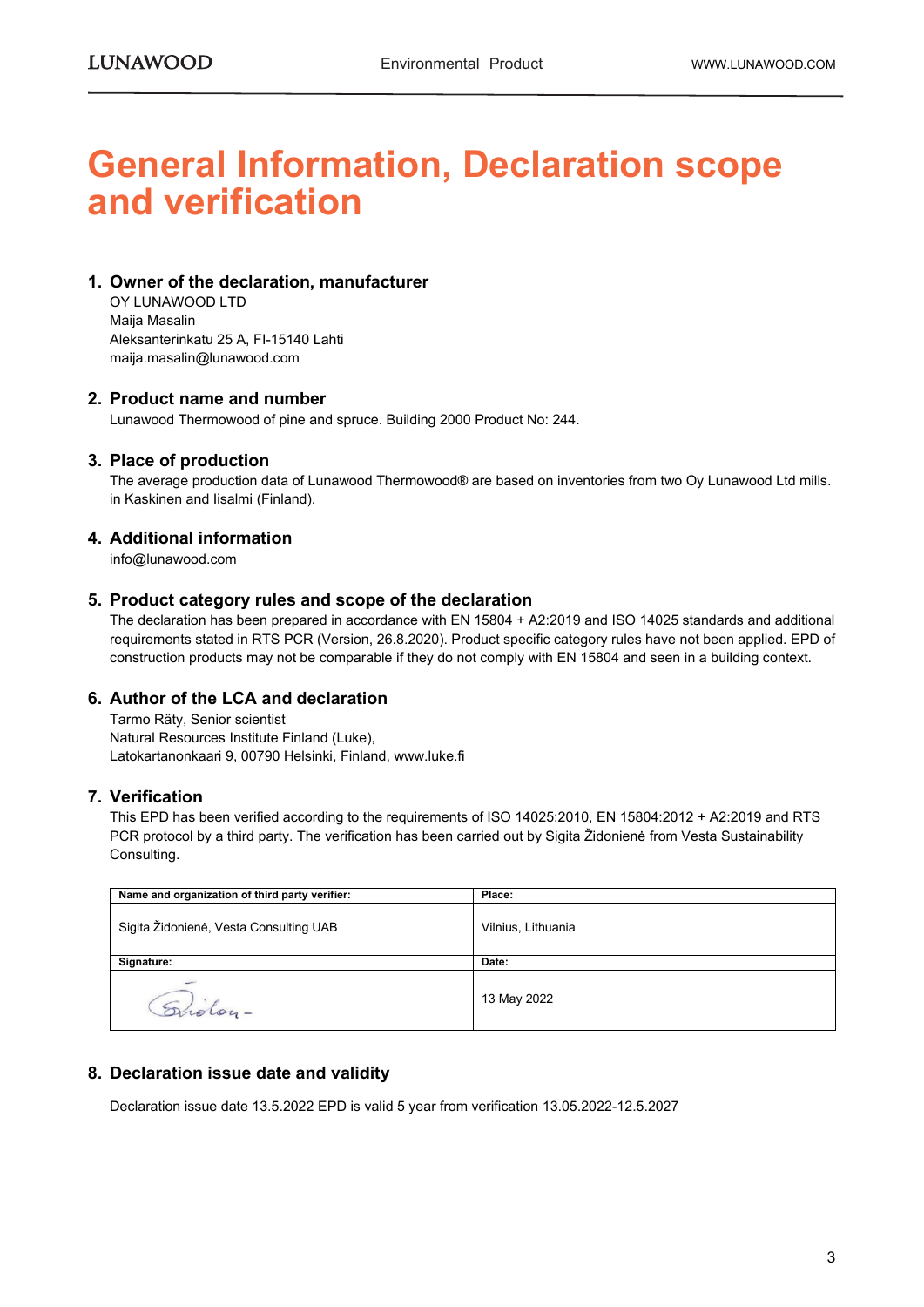# General Information, Declaration scope and verification

## 1. Owner of the declaration, manufacturer

OY LUNAWOOD LTD
Maija Masalin
Aleksanterinkatu 25 A, FI-15140 Lahti
maija.masalin@lunawood.com

## 2. Product name and number

Lunawood Thermowood of pine and spruce. Building 2000 Product No: 244.

## 3. Place of production

The average production data of Lunawood Thermowood® are based on inventories from two Oy Lunawood Ltd mills. in Kaskinen and Iisalmi (Finland).

## 4. Additional information

info@lunawood.com

## 5. Product category rules and scope of the declaration

The declaration has been prepared in accordance with EN 15804 + A2:2019 and ISO 14025 standards and additional requirements stated in RTS PCR (Version, 26.8.2020). Product specific category rules have not been applied. EPD of construction products may not be comparable if they do not comply with EN 15804 and seen in a building context.

## 6. Author of the LCA and declaration

Tarmo Räty, Senior scientist
Natural Resources Institute Finland (Luke),
Latokartanonkaari 9, 00790 Helsinki, Finland, www.luke.fi

## 7. Verification

This EPD has been verified according to the requirements of ISO 14025:2010, EN 15804:2012 + A2:2019 and RTS PCR protocol by a third party. The verification has been carried out by Sigita Židonienė from Vesta Sustainability Consulting.

| Name and organization of third party verifier: | Place: |
|---|---|
| Sigita Židonienė, Vesta Consulting UAB | Vilnius, Lithuania |
| **Signature:** | **Date:** |
| Židon- | 13 May 2022 |

## 8. Declaration issue date and validity

Declaration issue date 13.5.2022 EPD is valid 5 year from verification 13.05.2022-12.5.2027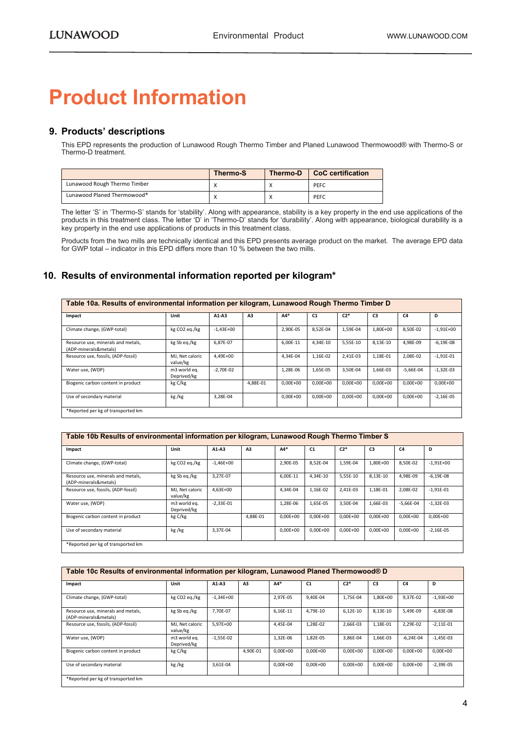# Product Information

## 9. Products' descriptions

This EPD represents the production of Lunawood Rough Thermo Timber and Planed Lunawood Thermowood® with Thermo-S or Thermo-D treatment.

| | Thermo-S | Thermo-D | CoC certification |
|---|---|---|---|
| Lunawood Rough Thermo Timber | X | X | PEFC |
| Lunawood Planed Thermowood® | X | X | PEFC |

The letter 'S' in 'Thermo-S' stands for 'stability'. Along with appearance, stability is a key property in the end use applications of the products in this treatment class. The letter 'D' in 'Thermo-D' stands for 'durability'. Along with appearance, biological durability is a key property in the end use applications of products in this treatment class.

Products from the two mills are technically identical and this EPD presents average product on the market. The average EPD data for GWP total – indicator in this EPD differs more than 10 % between the two mills.

## 10. Results of environmental information reported per kilogram*

**Table 10a. Results of environmental information per kilogram, Lunawood Rough Thermo Timber D**

| Impact | Unit | A1-A3 | A3 | A4* | C1 | C2* | C3 | C4 | D |
|---|---|---|---|---|---|---|---|---|---|
| Climate change, (GWP-total) | kg CO2 eq./kg | -1,43E+00 | | 2,90E-05 | 8,52E-04 | 1,59E-04 | 1,80E+00 | 8,50E-02 | -1,91E+00 |
| Resource use, minerals and metals, (ADP-minerals&metals) | kg Sb eq./kg | 6,87E-07 | | 6,00E-11 | 4,34E-10 | 5,55E-10 | 8,13E-10 | 4,98E-09 | -6,19E-08 |
| Resource use, fossils, (ADP-fossil) | MJ, Net caloric value/kg | 4,49E+00 | | 4,34E-04 | 1,16E-02 | 2,41E-03 | 1,18E-01 | 2,08E-02 | -1,91E-01 |
| Water use, (WDP) | m3 world eq. Deprived/kg | -2,70E-02 | | 1,28E-06 | 1,65E-05 | 3,50E-04 | 1,66E-03 | -5,66E-04 | -1,32E-03 |
| Biogenic carbon content in product | kg C/kg | | 4,88E-01 | 0,00E+00 | 0,00E+00 | 0,00E+00 | 0,00E+00 | 0,00E+00 | 0,00E+00 |
| Use of secondary material | kg /kg | 3,28E-04 | | 0,00E+00 | 0,00E+00 | 0,00E+00 | 0,00E+00 | 0,00E+00 | -2,16E-05 |

*Reported per kg of transported km

**Table 10b Results of environmental information per kilogram, Lunawood Rough Thermo Timber S**

| Impact | Unit | A1-A3 | A3 | A4* | C1 | C2* | C3 | C4 | D |
|---|---|---|---|---|---|---|---|---|---|
| Climate change, (GWP-total) | kg CO2 eq./kg | -1,46E+00 | | 2,90E-05 | 8,52E-04 | 1,59E-04 | 1,80E+00 | 8,50E-02 | -1,91E+00 |
| Resource use, minerals and metals, (ADP-minerals&metals) | kg Sb eq./kg | 3,27E-07 | | 6,00E-11 | 4,34E-10 | 5,55E-10 | 8,13E-10 | 4,98E-09 | -6,19E-08 |
| Resource use, fossils, (ADP-fossil) | MJ, Net caloric value/kg | 4,63E+00 | | 4,34E-04 | 1,16E-02 | 2,41E-03 | 1,18E-01 | 2,08E-02 | -1,91E-01 |
| Water use, (WDP) | m3 world eq. Deprived/kg | -2,33E-01 | | 1,28E-06 | 1,65E-05 | 3,50E-04 | 1,66E-03 | -5,66E-04 | -1,32E-03 |
| Biogenic carbon content in product | kg C/kg | | 4,88E-01 | 0,00E+00 | 0,00E+00 | 0,00E+00 | 0,00E+00 | 0,00E+00 | 0,00E+00 |
| Use of secondary material | kg /kg | 3,37E-04 | | 0,00E+00 | 0,00E+00 | 0,00E+00 | 0,00E+00 | 0,00E+00 | -2,16E-05 |

*Reported per kg of transported km

**Table 10c Results of environmental information per kilogram, Lunawood Planed Thermowood® D**

| Impact | Unit | A1-A3 | A3 | A4* | C1 | C2* | C3 | C4 | D |
|---|---|---|---|---|---|---|---|---|---|
| Climate change, (GWP-total) | kg CO2 eq./kg | -1,34E+00 | | 2,97E-05 | 9,40E-04 | 1,75E-04 | 1,80E+00 | 9,37E-02 | -1,93E+00 |
| Resource use, minerals and metals, (ADP-minerals&metals) | kg Sb eq./kg | 7,70E-07 | | 6,16E-11 | 4,79E-10 | 6,12E-10 | 8,13E-10 | 5,49E-09 | -6,83E-08 |
| Resource use, fossils, (ADP-fossil) | MJ, Net caloric value/kg | 5,97E+00 | | 4,45E-04 | 1,28E-02 | 2,66E-03 | 1,18E-01 | 2,29E-02 | -2,11E-01 |
| Water use, (WDP) | m3 world eq. Deprived/kg | -1,55E-02 | | 1,32E-06 | 1,82E-05 | 3,86E-04 | 1,66E-03 | -6,24E-04 | -1,45E-03 |
| Biogenic carbon content in product | kg C/kg | | 4,90E-01 | 0,00E+00 | 0,00E+00 | 0,00E+00 | 0,00E+00 | 0,00E+00 | 0,00E+00 |
| Use of secondary material | kg /kg | 3,61E-04 | | 0,00E+00 | 0,00E+00 | 0,00E+00 | 0,00E+00 | 0,00E+00 | -2,39E-05 |

*Reported per kg of transported km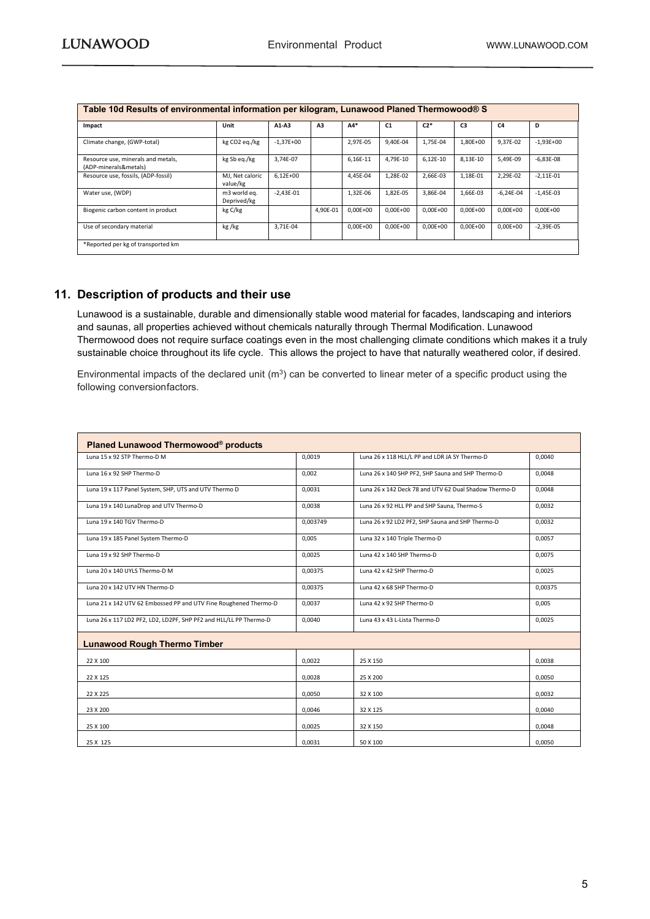**Table 10d Results of environmental information per kilogram, Lunawood Planed Thermowood® S**

| Impact | Unit | A1-A3 | A3 | A4* | C1 | C2* | C3 | C4 | D |
|---|---|---|---|---|---|---|---|---|---|
| Climate change, (GWP-total) | kg CO2 eq./kg | -1,37E+00 | | 2,97E-05 | 9,40E-04 | 1,75E-04 | 1,80E+00 | 9,37E-02 | -1,93E+00 |
| Resource use, minerals and metals, (ADP-minerals&metals) | kg Sb eq./kg | 3,74E-07 | | 6,16E-11 | 4,79E-10 | 6,12E-10 | 8,13E-10 | 5,49E-09 | -6,83E-08 |
| Resource use, fossils, (ADP-fossil) | MJ, Net caloric value/kg | 6,12E+00 | | 4,45E-04 | 1,28E-02 | 2,66E-03 | 1,18E-01 | 2,29E-02 | -2,11E-01 |
| Water use, (WDP) | m3 world eq. Deprived/kg | -2,43E-01 | | 1,32E-06 | 1,82E-05 | 3,86E-04 | 1,66E-03 | -6,24E-04 | -1,45E-03 |
| Biogenic carbon content in product | kg C/kg | | 4,90E-01 | 0,00E+00 | 0,00E+00 | 0,00E+00 | 0,00E+00 | 0,00E+00 | 0,00E+00 |
| Use of secondary material | kg /kg | 3,71E-04 | | 0,00E+00 | 0,00E+00 | 0,00E+00 | 0,00E+00 | 0,00E+00 | -2,39E-05 |

*Reported per kg of transported km

## 11. Description of products and their use

Lunawood is a sustainable, durable and dimensionally stable wood material for facades, landscaping and interiors and saunas, all properties achieved without chemicals naturally through Thermal Modification. Lunawood Thermowood does not require surface coatings even in the most challenging climate conditions which makes it a truly sustainable choice throughout its life cycle. This allows the project to have that naturally weathered color, if desired.

Environmental impacts of the declared unit ($m^3$) can be converted to linear meter of a specific product using the following conversionfactors.

| **Planed Lunawood Thermowood® products** | | | |
|---|---|---|---|
| Luna 15 x 92 STP Thermo-D M | 0,0019 | Luna 26 x 118 HLL/L PP and LDR JA SY Thermo-D | 0,0040 |
| Luna 16 x 92 SHP Thermo-D | 0,002 | Luna 26 x 140 SHP PF2, SHP Sauna and SHP Thermo-D | 0,0048 |
| Luna 19 x 117 Panel System, SHP, UTS and UTV Thermo D | 0,0031 | Luna 26 x 142 Deck 78 and UTV 62 Dual Shadow Thermo-D | 0,0048 |
| Luna 19 x 140 LunaDrop and UTV Thermo-D | 0,0038 | Luna 26 x 92 HLL PP and SHP Sauna, Thermo-S | 0,0032 |
| Luna 19 x 140 TGV Thermo-D | 0,003749 | Luna 26 x 92 LD2 PF2, SHP Sauna and SHP Thermo-D | 0,0032 |
| Luna 19 x 185 Panel System Thermo-D | 0,005 | Luna 32 x 140 Triple Thermo-D | 0,0057 |
| Luna 19 x 92 SHP Thermo-D | 0,0025 | Luna 42 x 140 SHP Thermo-D | 0,0075 |
| Luna 20 x 140 UYLS Thermo-D M | 0,00375 | Luna 42 x 42 SHP Thermo-D | 0,0025 |
| Luna 20 x 142 UTV HN Thermo-D | 0,00375 | Luna 42 x 68 SHP Thermo-D | 0,00375 |
| Luna 21 x 142 UTV 62 Embossed PP and UTV Fine Roughened Thermo-D | 0,0037 | Luna 42 x 92 SHP Thermo-D | 0,005 |
| Luna 26 x 117 LD2 PF2, LD2, LD2PF, SHP PF2 and HLL/LL PP Thermo-D | 0,0040 | Luna 43 x 43 L-Lista Thermo-D | 0,0025 |
| **Lunawood Rough Thermo Timber** | | | |
| 22 X 100 | 0,0022 | 25 X 150 | 0,0038 |
| 22 X 125 | 0,0028 | 25 X 200 | 0,0050 |
| 22 X 225 | 0,0050 | 32 X 100 | 0,0032 |
| 23 X 200 | 0,0046 | 32 X 125 | 0,0040 |
| 25 X 100 | 0,0025 | 32 X 150 | 0,0048 |
| 25 X 125 | 0,0031 | 50 X 100 | 0,0050 |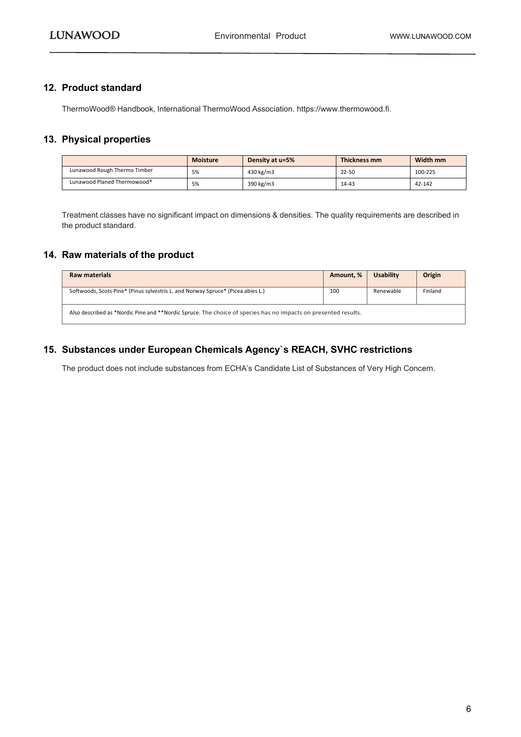## 12. Product standard

ThermoWood® Handbook, International ThermoWood Association. https://www.thermowood.fi.

## 13. Physical properties

| | Moisture | Density at u=5% | Thickness mm | Width mm |
|---|---|---|---|---|
| Lunawood Rough Thermo Timber | 5% | 430 kg/m3 | 22-50 | 100-225 |
| Lunawood Planed Thermowood® | 5% | 390 kg/m3 | 14-43 | 42-142 |

Treatment classes have no significant impact on dimensions & densities. The quality requirements are described in the product standard.

## 14. Raw materials of the product

| Raw materials | Amount, % | Usability | Origin |
|---|---|---|---|
| Softwoods, Scots Pine* (Pinus sylvestris L. and Norway Spruce* (Picea abies L.) | 100 | Renewable | Finland |
| Also described as *Nordic Pine and **Nordic Spruce. The choice of species has no impacts on presented results. | | | |

## 15. Substances under European Chemicals Agency`s REACH, SVHC restrictions

The product does not include substances from ECHA's Candidate List of Substances of Very High Concern.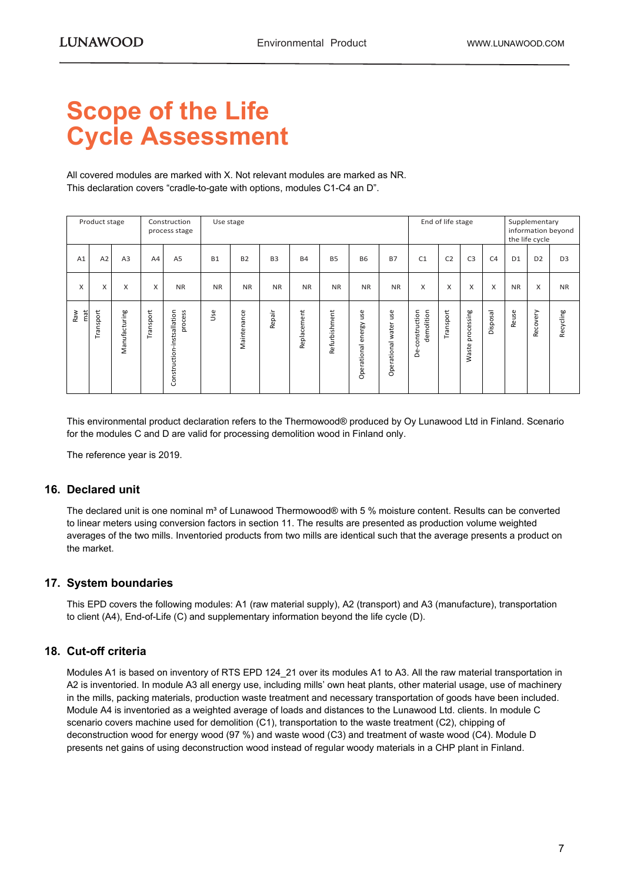# Scope of the Life Cycle Assessment

All covered modules are marked with X. Not relevant modules are marked as NR.
This declaration covers "cradle-to-gate with options, modules C1-C4 an D".

| Product stage | | | Construction process stage | | Use stage | | | | | | | End of life stage | | | | Supplementary information beyond the life cycle | | |
|---|---|---|---|---|---|---|---|---|---|---|---|---|---|---|---|---|---|---|
| A1 | A2 | A3 | A4 | A5 | B1 | B2 | B3 | B4 | B5 | B6 | B7 | C1 | C2 | C3 | C4 | D1 | D2 | D3 |
| X | X | X | X | NR | NR | NR | NR | NR | NR | NR | NR | X | X | X | X | NR | X | NR |
| Raw mat | Transport | Manufacturing | Transport | Construction-instsallation process | Use | Maintenance | Repair | Replacement | Refurbishment | Operational energy use | Operational water use | De-construction demolition | Transport | Waste processing | Disposal | Reuse | Recovery | Recycling |

This environmental product declaration refers to the Thermowood® produced by Oy Lunawood Ltd in Finland. Scenario for the modules C and D are valid for processing demolition wood in Finland only.

The reference year is 2019.

## 16. Declared unit

The declared unit is one nominal m³ of Lunawood Thermowood® with 5 % moisture content. Results can be converted to linear meters using conversion factors in section 11. The results are presented as production volume weighted averages of the two mills. Inventoried products from two mills are identical such that the average presents a product on the market.

## 17. System boundaries

This EPD covers the following modules: A1 (raw material supply), A2 (transport) and A3 (manufacture), transportation to client (A4), End-of-Life (C) and supplementary information beyond the life cycle (D).

## 18. Cut-off criteria

Modules A1 is based on inventory of RTS EPD 124_21 over its modules A1 to A3. All the raw material transportation in A2 is inventoried. In module A3 all energy use, including mills' own heat plants, other material usage, use of machinery in the mills, packing materials, production waste treatment and necessary transportation of goods have been included. Module A4 is inventoried as a weighted average of loads and distances to the Lunawood Ltd. clients. In module C scenario covers machine used for demolition (C1), transportation to the waste treatment (C2), chipping of deconstruction wood for energy wood (97 %) and waste wood (C3) and treatment of waste wood (C4). Module D presents net gains of using deconstruction wood instead of regular woody materials in a CHP plant in Finland.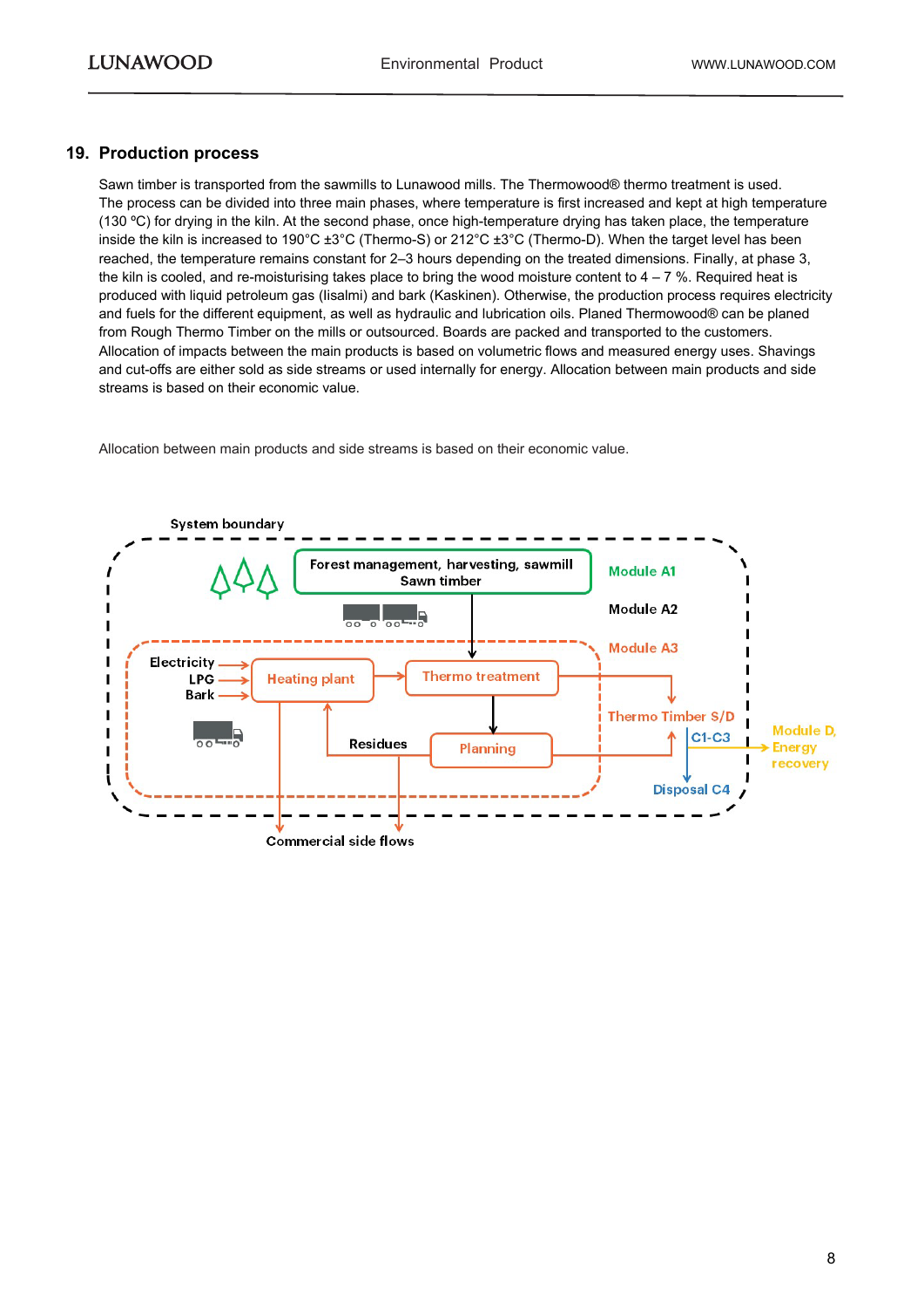## 19. Production process

Sawn timber is transported from the sawmills to Lunawood mills. The Thermowood® thermo treatment is used. The process can be divided into three main phases, where temperature is first increased and kept at high temperature (130 ºC) for drying in the kiln. At the second phase, once high-temperature drying has taken place, the temperature inside the kiln is increased to 190°C ±3°C (Thermo-S) or 212°C ±3°C (Thermo-D). When the target level has been reached, the temperature remains constant for 2–3 hours depending on the treated dimensions. Finally, at phase 3, the kiln is cooled, and re-moisturising takes place to bring the wood moisture content to 4 – 7 %. Required heat is produced with liquid petroleum gas (Iisalmi) and bark (Kaskinen). Otherwise, the production process requires electricity and fuels for the different equipment, as well as hydraulic and lubrication oils. Planed Thermowood® can be planed from Rough Thermo Timber on the mills or outsourced. Boards are packed and transported to the customers. Allocation of impacts between the main products is based on volumetric flows and measured energy uses. Shavings and cut-offs are either sold as side streams or used internally for energy. Allocation between main products and side streams is based on their economic value.

Allocation between main products and side streams is based on their economic value.

System boundary

Forest management, harvesting, sawmill
Sawn timber

Module A1

Module A2

Module A3

Electricity
LPG
Bark

Heating plant

Thermo treatment

Thermo Timber S/D

Residues

Planning

C1-C3

Module D, Energy recovery

Disposal C4

Commercial side flows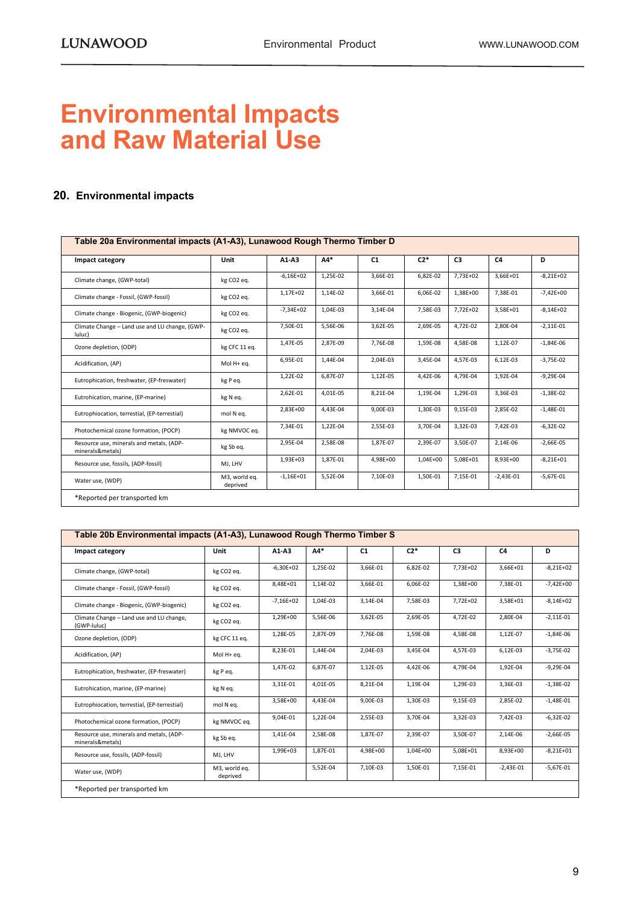# Environmental Impacts and Raw Material Use

## 20. Environmental impacts

| Table 20a Environmental impacts (A1-A3), Lunawood Rough Thermo Timber D | | | | | | | | |
|---|---|---|---|---|---|---|---|---|
| **Impact category** | **Unit** | **A1-A3** | **A4*** | **C1** | **C2*** | **C3** | **C4** | **D** |
| Climate change, (GWP-total) | kg CO2 eq. | -6,16E+02 | 1,25E-02 | 3,66E-01 | 6,82E-02 | 7,73E+02 | 3,66E+01 | -8,21E+02 |
| Climate change - Fossil, (GWP-fossil) | kg CO2 eq. | 1,17E+02 | 1,14E-02 | 3,66E-01 | 6,06E-02 | 1,38E+00 | 7,38E-01 | -7,42E+00 |
| Climate change - Biogenic, (GWP-biogenic) | kg CO2 eq. | -7,34E+02 | 1,04E-03 | 3,14E-04 | 7,58E-03 | 7,72E+02 | 3,58E+01 | -8,14E+02 |
| Climate Change – Land use and LU change, (GWP-luluc) | kg CO2 eq. | 7,50E-01 | 5,56E-06 | 3,62E-05 | 2,69E-05 | 4,72E-02 | 2,80E-04 | -2,11E-01 |
| Ozone depletion, (ODP) | kg CFC 11 eq. | 1,47E-05 | 2,87E-09 | 7,76E-08 | 1,59E-08 | 4,58E-08 | 1,12E-07 | -1,84E-06 |
| Acidification, (AP) | Mol H+ eq. | 6,95E-01 | 1,44E-04 | 2,04E-03 | 3,45E-04 | 4,57E-03 | 6,12E-03 | -3,75E-02 |
| Eutrophication, freshwater, (EP-freswater) | kg P eq. | 1,22E-02 | 6,87E-07 | 1,12E-05 | 4,42E-06 | 4,79E-04 | 1,92E-04 | -9,29E-04 |
| Eutrohication, marine, (EP-marine) | kg N eq. | 2,62E-01 | 4,01E-05 | 8,21E-04 | 1,19E-04 | 1,29E-03 | 3,36E-03 | -1,38E-02 |
| Eutrophiocation, terrestial, (EP-terrestial) | mol N eq. | 2,83E+00 | 4,43E-04 | 9,00E-03 | 1,30E-03 | 9,15E-03 | 2,85E-02 | -1,48E-01 |
| Photochemical ozone formation, (POCP) | kg NMVOC eq. | 7,34E-01 | 1,22E-04 | 2,55E-03 | 3,70E-04 | 3,32E-03 | 7,42E-03 | -6,32E-02 |
| Resource use, minerals and metals, (ADP-minerals&metals) | kg Sb eq. | 2,95E-04 | 2,58E-08 | 1,87E-07 | 2,39E-07 | 3,50E-07 | 2,14E-06 | -2,66E-05 |
| Resource use, fossils, (ADP-fossil) | MJ, LHV | 1,93E+03 | 1,87E-01 | 4,98E+00 | 1,04E+00 | 5,08E+01 | 8,93E+00 | -8,21E+01 |
| Water use, (WDP) | M3, world eq. deprived | -1,16E+01 | 5,52E-04 | 7,10E-03 | 1,50E-01 | 7,15E-01 | -2,43E-01 | -5,67E-01 |

*Reported per transported km

| Table 20b Environmental impacts (A1-A3), Lunawood Rough Thermo Timber S | | | | | | | | |
|---|---|---|---|---|---|---|---|---|
| **Impact category** | **Unit** | **A1-A3** | **A4*** | **C1** | **C2*** | **C3** | **C4** | **D** |
| Climate change, (GWP-total) | kg CO2 eq. | -6,30E+02 | 1,25E-02 | 3,66E-01 | 6,82E-02 | 7,73E+02 | 3,66E+01 | -8,21E+02 |
| Climate change - Fossil, (GWP-fossil) | kg CO2 eq. | 8,48E+01 | 1,14E-02 | 3,66E-01 | 6,06E-02 | 1,38E+00 | 7,38E-01 | -7,42E+00 |
| Climate change - Biogenic, (GWP-biogenic) | kg CO2 eq. | -7,16E+02 | 1,04E-03 | 3,14E-04 | 7,58E-03 | 7,72E+02 | 3,58E+01 | -8,14E+02 |
| Climate Change – Land use and LU change, (GWP-luluc) | kg CO2 eq. | 1,29E+00 | 5,56E-06 | 3,62E-05 | 2,69E-05 | 4,72E-02 | 2,80E-04 | -2,11E-01 |
| Ozone depletion, (ODP) | kg CFC 11 eq. | 1,28E-05 | 2,87E-09 | 7,76E-08 | 1,59E-08 | 4,58E-08 | 1,12E-07 | -1,84E-06 |
| Acidification, (AP) | Mol H+ eq. | 8,23E-01 | 1,44E-04 | 2,04E-03 | 3,45E-04 | 4,57E-03 | 6,12E-03 | -3,75E-02 |
| Eutrophication, freshwater, (EP-freswater) | kg P eq. | 1,47E-02 | 6,87E-07 | 1,12E-05 | 4,42E-06 | 4,79E-04 | 1,92E-04 | -9,29E-04 |
| Eutrohication, marine, (EP-marine) | kg N eq. | 3,31E-01 | 4,01E-05 | 8,21E-04 | 1,19E-04 | 1,29E-03 | 3,36E-03 | -1,38E-02 |
| Eutrophiocation, terrestial, (EP-terrestial) | mol N eq. | 3,58E+00 | 4,43E-04 | 9,00E-03 | 1,30E-03 | 9,15E-03 | 2,85E-02 | -1,48E-01 |
| Photochemical ozone formation, (POCP) | kg NMVOC eq. | 9,04E-01 | 1,22E-04 | 2,55E-03 | 3,70E-04 | 3,32E-03 | 7,42E-03 | -6,32E-02 |
| Resource use, minerals and metals, (ADP-minerals&metals) | kg Sb eq. | 1,41E-04 | 2,58E-08 | 1,87E-07 | 2,39E-07 | 3,50E-07 | 2,14E-06 | -2,66E-05 |
| Resource use, fossils, (ADP-fossil) | MJ, LHV | 1,99E+03 | 1,87E-01 | 4,98E+00 | 1,04E+00 | 5,08E+01 | 8,93E+00 | -8,21E+01 |
| Water use, (WDP) | M3, world eq. deprived | | 5,52E-04 | 7,10E-03 | 1,50E-01 | 7,15E-01 | -2,43E-01 | -5,67E-01 |

*Reported per transported km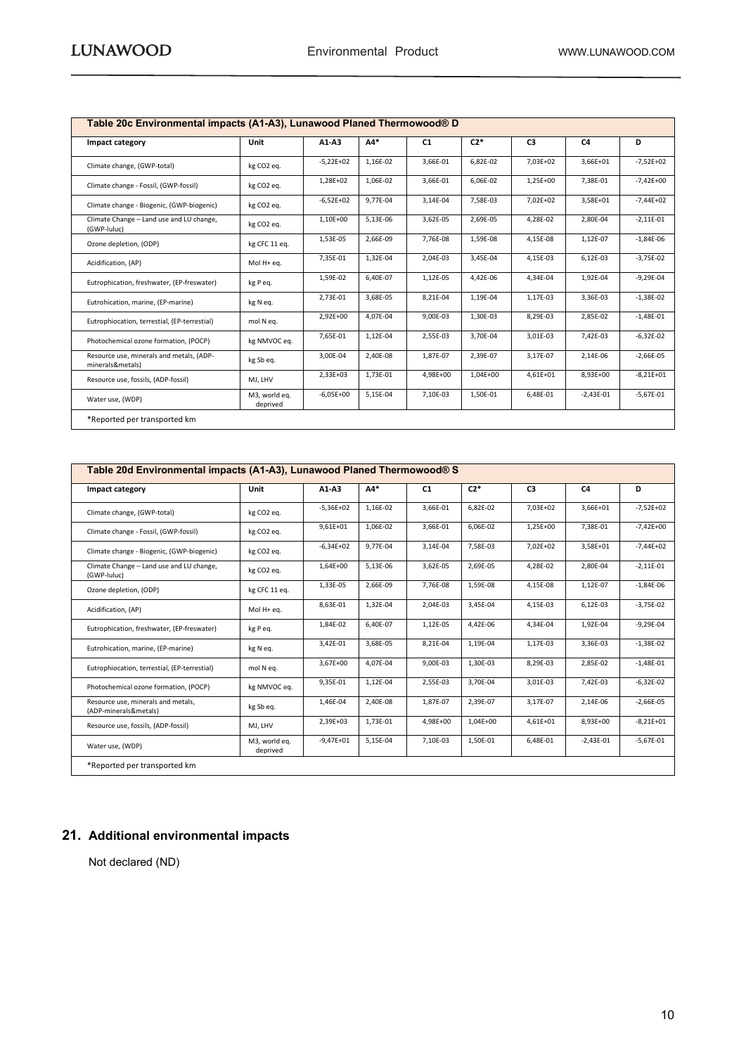| Table 20c Environmental impacts (A1-A3), Lunawood Planed Thermowood® D | | | | | | | | |
|---|---|---|---|---|---|---|---|---|
| **Impact category** | **Unit** | **A1-A3** | **A4*** | **C1** | **C2*** | **C3** | **C4** | **D** |
| Climate change, (GWP-total) | kg CO2 eq. | -5,22E+02 | 1,16E-02 | 3,66E-01 | 6,82E-02 | 7,03E+02 | 3,66E+01 | -7,52E+02 |
| Climate change - Fossil, (GWP-fossil) | kg CO2 eq. | 1,28E+02 | 1,06E-02 | 3,66E-01 | 6,06E-02 | 1,25E+00 | 7,38E-01 | -7,42E+00 |
| Climate change - Biogenic, (GWP-biogenic) | kg CO2 eq. | -6,52E+02 | 9,77E-04 | 3,14E-04 | 7,58E-03 | 7,02E+02 | 3,58E+01 | -7,44E+02 |
| Climate Change – Land use and LU change, (GWP-luluc) | kg CO2 eq. | 1,10E+00 | 5,13E-06 | 3,62E-05 | 2,69E-05 | 4,28E-02 | 2,80E-04 | -2,11E-01 |
| Ozone depletion, (ODP) | kg CFC 11 eq. | 1,53E-05 | 2,66E-09 | 7,76E-08 | 1,59E-08 | 4,15E-08 | 1,12E-07 | -1,84E-06 |
| Acidification, (AP) | Mol H+ eq. | 7,35E-01 | 1,32E-04 | 2,04E-03 | 3,45E-04 | 4,15E-03 | 6,12E-03 | -3,75E-02 |
| Eutrophication, freshwater, (EP-freswater) | kg P eq. | 1,59E-02 | 6,40E-07 | 1,12E-05 | 4,42E-06 | 4,34E-04 | 1,92E-04 | -9,29E-04 |
| Eutrohication, marine, (EP-marine) | kg N eq. | 2,73E-01 | 3,68E-05 | 8,21E-04 | 1,19E-04 | 1,17E-03 | 3,36E-03 | -1,38E-02 |
| Eutrophiocation, terrestial, (EP-terrestial) | mol N eq. | 2,92E+00 | 4,07E-04 | 9,00E-03 | 1,30E-03 | 8,29E-03 | 2,85E-02 | -1,48E-01 |
| Photochemical ozone formation, (POCP) | kg NMVOC eq. | 7,65E-01 | 1,12E-04 | 2,55E-03 | 3,70E-04 | 3,01E-03 | 7,42E-03 | -6,32E-02 |
| Resource use, minerals and metals, (ADP-minerals&metals) | kg Sb eq. | 3,00E-04 | 2,40E-08 | 1,87E-07 | 2,39E-07 | 3,17E-07 | 2,14E-06 | -2,66E-05 |
| Resource use, fossils, (ADP-fossil) | MJ, LHV | 2,33E+03 | 1,73E-01 | 4,98E+00 | 1,04E+00 | 4,61E+01 | 8,93E+00 | -8,21E+01 |
| Water use, (WDP) | M3, world eq. deprived | -6,05E+00 | 5,15E-04 | 7,10E-03 | 1,50E-01 | 6,48E-01 | -2,43E-01 | -5,67E-01 |
| *Reported per transported km | | | | | | | | |

| Table 20d Environmental impacts (A1-A3), Lunawood Planed Thermowood® S | | | | | | | | |
|---|---|---|---|---|---|---|---|---|
| **Impact category** | **Unit** | **A1-A3** | **A4*** | **C1** | **C2*** | **C3** | **C4** | **D** |
| Climate change, (GWP-total) | kg CO2 eq. | -5,36E+02 | 1,16E-02 | 3,66E-01 | 6,82E-02 | 7,03E+02 | 3,66E+01 | -7,52E+02 |
| Climate change - Fossil, (GWP-fossil) | kg CO2 eq. | 9,61E+01 | 1,06E-02 | 3,66E-01 | 6,06E-02 | 1,25E+00 | 7,38E-01 | -7,42E+00 |
| Climate change - Biogenic, (GWP-biogenic) | kg CO2 eq. | -6,34E+02 | 9,77E-04 | 3,14E-04 | 7,58E-03 | 7,02E+02 | 3,58E+01 | -7,44E+02 |
| Climate Change – Land use and LU change, (GWP-luluc) | kg CO2 eq. | 1,64E+00 | 5,13E-06 | 3,62E-05 | 2,69E-05 | 4,28E-02 | 2,80E-04 | -2,11E-01 |
| Ozone depletion, (ODP) | kg CFC 11 eq. | 1,33E-05 | 2,66E-09 | 7,76E-08 | 1,59E-08 | 4,15E-08 | 1,12E-07 | -1,84E-06 |
| Acidification, (AP) | Mol H+ eq. | 8,63E-01 | 1,32E-04 | 2,04E-03 | 3,45E-04 | 4,15E-03 | 6,12E-03 | -3,75E-02 |
| Eutrophication, freshwater, (EP-freswater) | kg P eq. | 1,84E-02 | 6,40E-07 | 1,12E-05 | 4,42E-06 | 4,34E-04 | 1,92E-04 | -9,29E-04 |
| Eutrohication, marine, (EP-marine) | kg N eq. | 3,42E-01 | 3,68E-05 | 8,21E-04 | 1,19E-04 | 1,17E-03 | 3,36E-03 | -1,38E-02 |
| Eutrophiocation, terrestial, (EP-terrestial) | mol N eq. | 3,67E+00 | 4,07E-04 | 9,00E-03 | 1,30E-03 | 8,29E-03 | 2,85E-02 | -1,48E-01 |
| Photochemical ozone formation, (POCP) | kg NMVOC eq. | 9,35E-01 | 1,12E-04 | 2,55E-03 | 3,70E-04 | 3,01E-03 | 7,42E-03 | -6,32E-02 |
| Resource use, minerals and metals, (ADP-minerals&metals) | kg Sb eq. | 1,46E-04 | 2,40E-08 | 1,87E-07 | 2,39E-07 | 3,17E-07 | 2,14E-06 | -2,66E-05 |
| Resource use, fossils, (ADP-fossil) | MJ, LHV | 2,39E+03 | 1,73E-01 | 4,98E+00 | 1,04E+00 | 4,61E+01 | 8,93E+00 | -8,21E+01 |
| Water use, (WDP) | M3, world eq. deprived | -9,47E+01 | 5,15E-04 | 7,10E-03 | 1,50E-01 | 6,48E-01 | -2,43E-01 | -5,67E-01 |
| *Reported per transported km | | | | | | | | |

## 21. Additional environmental impacts

Not declared (ND)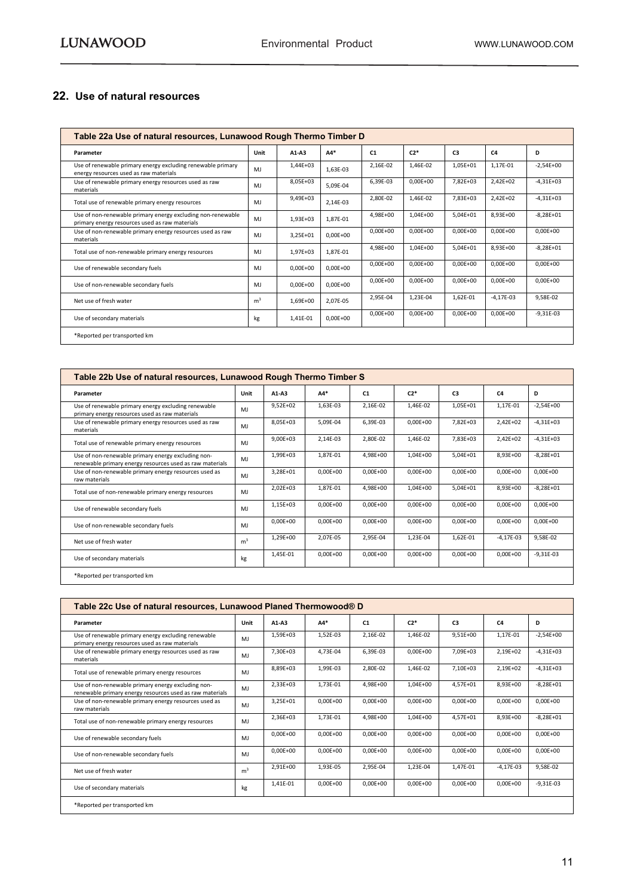## 22. Use of natural resources

**Table 22a Use of natural resources, Lunawood Rough Thermo Timber D**

| Parameter | Unit | A1-A3 | A4* | C1 | C2* | C3 | C4 | D |
|---|---|---|---|---|---|---|---|---|
| Use of renewable primary energy excluding renewable primary energy resources used as raw materials | MJ | 1,44E+03 | 1,63E-03 | 2,16E-02 | 1,46E-02 | 1,05E+01 | 1,17E-01 | -2,54E+00 |
| Use of renewable primary energy resources used as raw materials | MJ | 8,05E+03 | 5,09E-04 | 6,39E-03 | 0,00E+00 | 7,82E+03 | 2,42E+02 | -4,31E+03 |
| Total use of renewable primary energy resources | MJ | 9,49E+03 | 2,14E-03 | 2,80E-02 | 1,46E-02 | 7,83E+03 | 2,42E+02 | -4,31E+03 |
| Use of non-renewable primary energy excluding non-renewable primary energy resources used as raw materials | MJ | 1,93E+03 | 1,87E-01 | 4,98E+00 | 1,04E+00 | 5,04E+01 | 8,93E+00 | -8,28E+01 |
| Use of non-renewable primary energy resources used as raw materials | MJ | 3,25E+01 | 0,00E+00 | 0,00E+00 | 0,00E+00 | 0,00E+00 | 0,00E+00 | 0,00E+00 |
| Total use of non-renewable primary energy resources | MJ | 1,97E+03 | 1,87E-01 | 4,98E+00 | 1,04E+00 | 5,04E+01 | 8,93E+00 | -8,28E+01 |
| Use of renewable secondary fuels | MJ | 0,00E+00 | 0,00E+00 | 0,00E+00 | 0,00E+00 | 0,00E+00 | 0,00E+00 | 0,00E+00 |
| Use of non-renewable secondary fuels | MJ | 0,00E+00 | 0,00E+00 | 0,00E+00 | 0,00E+00 | 0,00E+00 | 0,00E+00 | 0,00E+00 |
| Net use of fresh water | $m^3$ | 1,69E+00 | 2,07E-05 | 2,95E-04 | 1,23E-04 | 1,62E-01 | -4,17E-03 | 9,58E-02 |
| Use of secondary materials | kg | 1,41E-01 | 0,00E+00 | 0,00E+00 | 0,00E+00 | 0,00E+00 | 0,00E+00 | -9,31E-03 |

*Reported per transported km

**Table 22b Use of natural resources, Lunawood Rough Thermo Timber S**

| Parameter | Unit | A1-A3 | A4* | C1 | C2* | C3 | C4 | D |
|---|---|---|---|---|---|---|---|---|
| Use of renewable primary energy excluding renewable primary energy resources used as raw materials | MJ | 9,52E+02 | 1,63E-03 | 2,16E-02 | 1,46E-02 | 1,05E+01 | 1,17E-01 | -2,54E+00 |
| Use of renewable primary energy resources used as raw materials | MJ | 8,05E+03 | 5,09E-04 | 6,39E-03 | 0,00E+00 | 7,82E+03 | 2,42E+02 | -4,31E+03 |
| Total use of renewable primary energy resources | MJ | 9,00E+03 | 2,14E-03 | 2,80E-02 | 1,46E-02 | 7,83E+03 | 2,42E+02 | -4,31E+03 |
| Use of non-renewable primary energy excluding non-renewable primary energy resources used as raw materials | MJ | 1,99E+03 | 1,87E-01 | 4,98E+00 | 1,04E+00 | 5,04E+01 | 8,93E+00 | -8,28E+01 |
| Use of non-renewable primary energy resources used as raw materials | MJ | 3,28E+01 | 0,00E+00 | 0,00E+00 | 0,00E+00 | 0,00E+00 | 0,00E+00 | 0,00E+00 |
| Total use of non-renewable primary energy resources | MJ | 2,02E+03 | 1,87E-01 | 4,98E+00 | 1,04E+00 | 5,04E+01 | 8,93E+00 | -8,28E+01 |
| Use of renewable secondary fuels | MJ | 1,15E+03 | 0,00E+00 | 0,00E+00 | 0,00E+00 | 0,00E+00 | 0,00E+00 | 0,00E+00 |
| Use of non-renewable secondary fuels | MJ | 0,00E+00 | 0,00E+00 | 0,00E+00 | 0,00E+00 | 0,00E+00 | 0,00E+00 | 0,00E+00 |
| Net use of fresh water | $m^3$ | 1,29E+00 | 2,07E-05 | 2,95E-04 | 1,23E-04 | 1,62E-01 | -4,17E-03 | 9,58E-02 |
| Use of secondary materials | kg | 1,45E-01 | 0,00E+00 | 0,00E+00 | 0,00E+00 | 0,00E+00 | 0,00E+00 | -9,31E-03 |

*Reported per transported km

**Table 22c Use of natural resources, Lunawood Planed Thermowood® D**

| Parameter | Unit | A1-A3 | A4* | C1 | C2* | C3 | C4 | D |
|---|---|---|---|---|---|---|---|---|
| Use of renewable primary energy excluding renewable primary energy resources used as raw materials | MJ | 1,59E+03 | 1,52E-03 | 2,16E-02 | 1,46E-02 | 9,51E+00 | 1,17E-01 | -2,54E+00 |
| Use of renewable primary energy resources used as raw materials | MJ | 7,30E+03 | 4,73E-04 | 6,39E-03 | 0,00E+00 | 7,09E+03 | 2,19E+02 | -4,31E+03 |
| Total use of renewable primary energy resources | MJ | 8,89E+03 | 1,99E-03 | 2,80E-02 | 1,46E-02 | 7,10E+03 | 2,19E+02 | -4,31E+03 |
| Use of non-renewable primary energy excluding non-renewable primary energy resources used as raw materials | MJ | 2,33E+03 | 1,73E-01 | 4,98E+00 | 1,04E+00 | 4,57E+01 | 8,93E+00 | -8,28E+01 |
| Use of non-renewable primary energy resources used as raw materials | MJ | 3,25E+01 | 0,00E+00 | 0,00E+00 | 0,00E+00 | 0,00E+00 | 0,00E+00 | 0,00E+00 |
| Total use of non-renewable primary energy resources | MJ | 2,36E+03 | 1,73E-01 | 4,98E+00 | 1,04E+00 | 4,57E+01 | 8,93E+00 | -8,28E+01 |
| Use of renewable secondary fuels | MJ | 0,00E+00 | 0,00E+00 | 0,00E+00 | 0,00E+00 | 0,00E+00 | 0,00E+00 | 0,00E+00 |
| Use of non-renewable secondary fuels | MJ | 0,00E+00 | 0,00E+00 | 0,00E+00 | 0,00E+00 | 0,00E+00 | 0,00E+00 | 0,00E+00 |
| Net use of fresh water | $m^3$ | 2,91E+00 | 1,93E-05 | 2,95E-04 | 1,23E-04 | 1,47E-01 | -4,17E-03 | 9,58E-02 |
| Use of secondary materials | kg | 1,41E-01 | 0,00E+00 | 0,00E+00 | 0,00E+00 | 0,00E+00 | 0,00E+00 | -9,31E-03 |

*Reported per transported km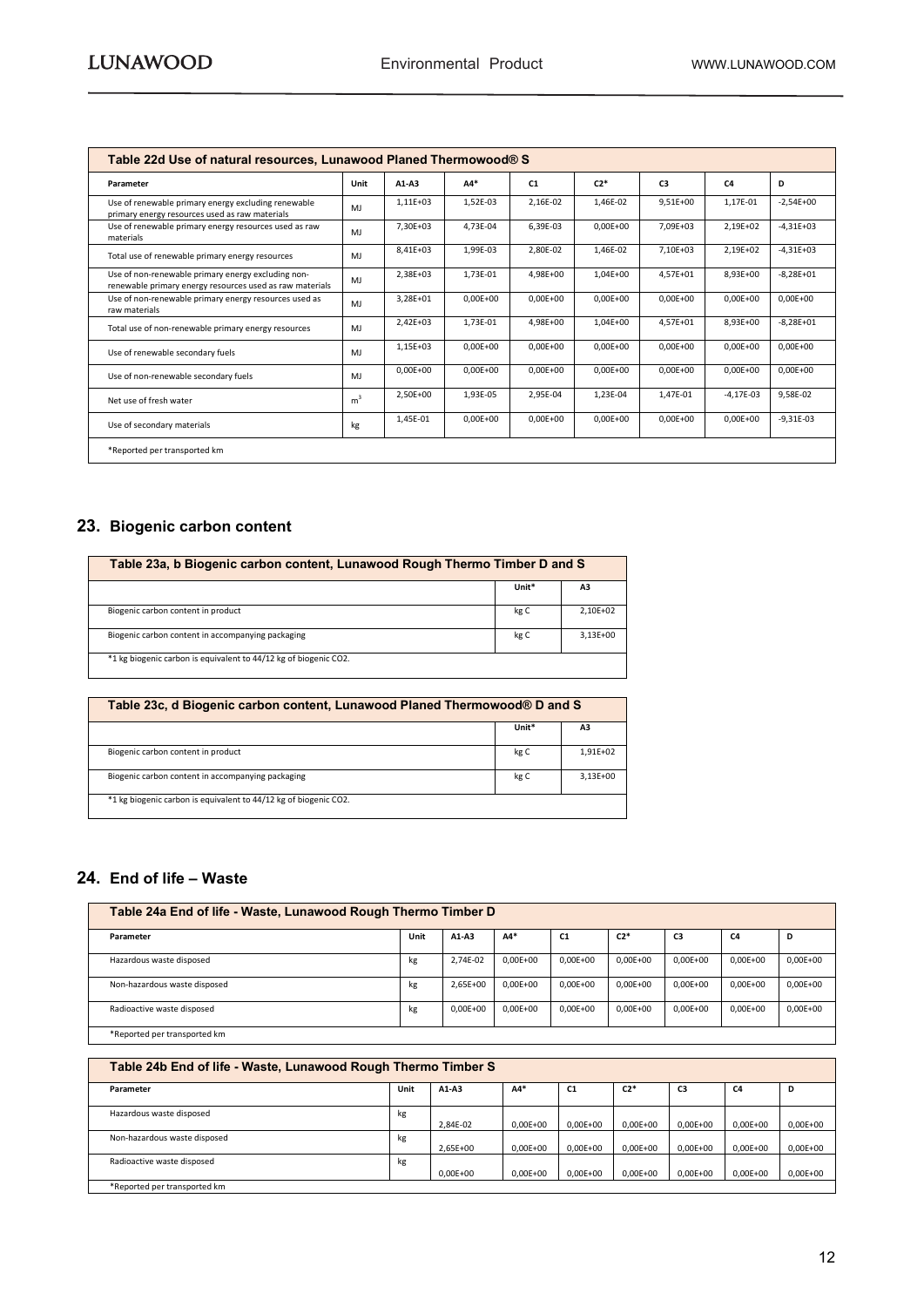| Table 22d Use of natural resources, Lunawood Planed Thermowood® S | | | | | | | | |
|---|---|---|---|---|---|---|---|---|
| **Parameter** | **Unit** | **A1-A3** | **A4*** | **C1** | **C2*** | **C3** | **C4** | **D** |
| Use of renewable primary energy excluding renewable primary energy resources used as raw materials | MJ | 1,11E+03 | 1,52E-03 | 2,16E-02 | 1,46E-02 | 9,51E+00 | 1,17E-01 | -2,54E+00 |
| Use of renewable primary energy resources used as raw materials | MJ | 7,30E+03 | 4,73E-04 | 6,39E-03 | 0,00E+00 | 7,09E+03 | 2,19E+02 | -4,31E+03 |
| Total use of renewable primary energy resources | MJ | 8,41E+03 | 1,99E-03 | 2,80E-02 | 1,46E-02 | 7,10E+03 | 2,19E+02 | -4,31E+03 |
| Use of non-renewable primary energy excluding non-renewable primary energy resources used as raw materials | MJ | 2,38E+03 | 1,73E-01 | 4,98E+00 | 1,04E+00 | 4,57E+01 | 8,93E+00 | -8,28E+01 |
| Use of non-renewable primary energy resources used as raw materials | MJ | 3,28E+01 | 0,00E+00 | 0,00E+00 | 0,00E+00 | 0,00E+00 | 0,00E+00 | 0,00E+00 |
| Total use of non-renewable primary energy resources | MJ | 2,42E+03 | 1,73E-01 | 4,98E+00 | 1,04E+00 | 4,57E+01 | 8,93E+00 | -8,28E+01 |
| Use of renewable secondary fuels | MJ | 1,15E+03 | 0,00E+00 | 0,00E+00 | 0,00E+00 | 0,00E+00 | 0,00E+00 | 0,00E+00 |
| Use of non-renewable secondary fuels | MJ | 0,00E+00 | 0,00E+00 | 0,00E+00 | 0,00E+00 | 0,00E+00 | 0,00E+00 | 0,00E+00 |
| Net use of fresh water | $m^3$ | 2,50E+00 | 1,93E-05 | 2,95E-04 | 1,23E-04 | 1,47E-01 | -4,17E-03 | 9,58E-02 |
| Use of secondary materials | kg | 1,45E-01 | 0,00E+00 | 0,00E+00 | 0,00E+00 | 0,00E+00 | 0,00E+00 | -9,31E-03 |

*Reported per transported km

## 23. Biogenic carbon content

| Table 23a, b Biogenic carbon content, Lunawood Rough Thermo Timber D and S | | |
|---|---|---|
| | **Unit*** | **A3** |
| Biogenic carbon content in product | kg C | 2,10E+02 |
| Biogenic carbon content in accompanying packaging | kg C | 3,13E+00 |

*1 kg biogenic carbon is equivalent to 44/12 kg of biogenic CO2.

| Table 23c, d Biogenic carbon content, Lunawood Planed Thermowood® D and S | | |
|---|---|---|
| | **Unit*** | **A3** |
| Biogenic carbon content in product | kg C | 1,91E+02 |
| Biogenic carbon content in accompanying packaging | kg C | 3,13E+00 |

*1 kg biogenic carbon is equivalent to 44/12 kg of biogenic CO2.

## 24. End of life – Waste

| Table 24a End of life - Waste, Lunawood Rough Thermo Timber D | | | | | | | | |
|---|---|---|---|---|---|---|---|---|
| **Parameter** | **Unit** | **A1-A3** | **A4*** | **C1** | **C2*** | **C3** | **C4** | **D** |
| Hazardous waste disposed | kg | 2,74E-02 | 0,00E+00 | 0,00E+00 | 0,00E+00 | 0,00E+00 | 0,00E+00 | 0,00E+00 |
| Non-hazardous waste disposed | kg | 2,65E+00 | 0,00E+00 | 0,00E+00 | 0,00E+00 | 0,00E+00 | 0,00E+00 | 0,00E+00 |
| Radioactive waste disposed | kg | 0,00E+00 | 0,00E+00 | 0,00E+00 | 0,00E+00 | 0,00E+00 | 0,00E+00 | 0,00E+00 |

*Reported per transported km

| Table 24b End of life - Waste, Lunawood Rough Thermo Timber S | | | | | | | | |
|---|---|---|---|---|---|---|---|---|
| **Parameter** | **Unit** | **A1-A3** | **A4*** | **C1** | **C2*** | **C3** | **C4** | **D** |
| Hazardous waste disposed | kg | 2,84E-02 | 0,00E+00 | 0,00E+00 | 0,00E+00 | 0,00E+00 | 0,00E+00 | 0,00E+00 |
| Non-hazardous waste disposed | kg | 2,65E+00 | 0,00E+00 | 0,00E+00 | 0,00E+00 | 0,00E+00 | 0,00E+00 | 0,00E+00 |
| Radioactive waste disposed | kg | 0,00E+00 | 0,00E+00 | 0,00E+00 | 0,00E+00 | 0,00E+00 | 0,00E+00 | 0,00E+00 |

*Reported per transported km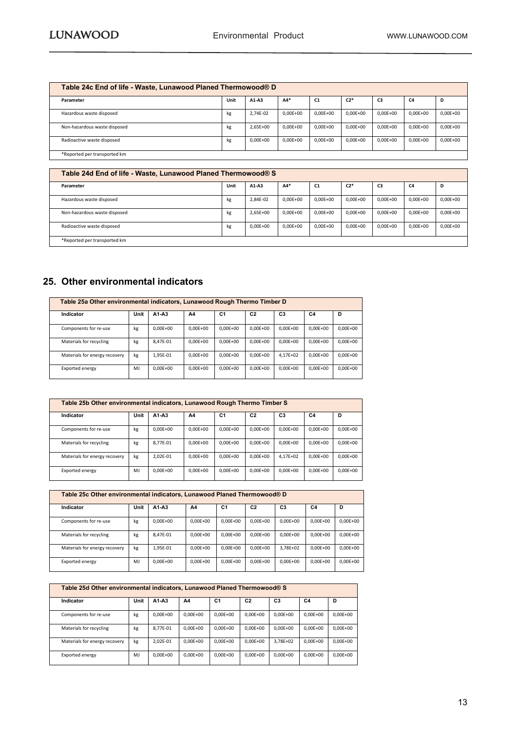| Table 24c End of life - Waste, Lunawood Planed Thermowood® D | | | | | | | | |
|---|---|---|---|---|---|---|---|---|
| Parameter | Unit | A1-A3 | A4* | C1 | C2* | C3 | C4 | D |
| Hazardous waste disposed | kg | 2,74E-02 | 0,00E+00 | 0,00E+00 | 0,00E+00 | 0,00E+00 | 0,00E+00 | 0,00E+00 |
| Non-hazardous waste disposed | kg | 2,65E+00 | 0,00E+00 | 0,00E+00 | 0,00E+00 | 0,00E+00 | 0,00E+00 | 0,00E+00 |
| Radioactive waste disposed | kg | 0,00E+00 | 0,00E+00 | 0,00E+00 | 0,00E+00 | 0,00E+00 | 0,00E+00 | 0,00E+00 |
| *Reported per transported km | | | | | | | | |

| Table 24d End of life - Waste, Lunawood Planed Thermowood® S | | | | | | | | |
|---|---|---|---|---|---|---|---|---|
| Parameter | Unit | A1-A3 | A4* | C1 | C2* | C3 | C4 | D |
| Hazardous waste disposed | kg | 2,84E-02 | 0,00E+00 | 0,00E+00 | 0,00E+00 | 0,00E+00 | 0,00E+00 | 0,00E+00 |
| Non-hazardous waste disposed | kg | 2,65E+00 | 0,00E+00 | 0,00E+00 | 0,00E+00 | 0,00E+00 | 0,00E+00 | 0,00E+00 |
| Radioactive waste disposed | kg | 0,00E+00 | 0,00E+00 | 0,00E+00 | 0,00E+00 | 0,00E+00 | 0,00E+00 | 0,00E+00 |
| *Reported per transported km | | | | | | | | |

## 25. Other environmental indicators

| Table 25a Other environmental indicators, Lunawood Rough Thermo Timber D | | | | | | | | |
|---|---|---|---|---|---|---|---|---|
| Indicator | Unit | A1-A3 | A4 | C1 | C2 | C3 | C4 | D |
| Components for re-use | kg | 0,00E+00 | 0,00E+00 | 0,00E+00 | 0,00E+00 | 0,00E+00 | 0,00E+00 | 0,00E+00 |
| Materials for recycling | kg | 8,47E-01 | 0,00E+00 | 0,00E+00 | 0,00E+00 | 0,00E+00 | 0,00E+00 | 0,00E+00 |
| Materials for energy recovery | kg | 1,95E-01 | 0,00E+00 | 0,00E+00 | 0,00E+00 | 4,17E+02 | 0,00E+00 | 0,00E+00 |
| Exported energy | MJ | 0,00E+00 | 0,00E+00 | 0,00E+00 | 0,00E+00 | 0,00E+00 | 0,00E+00 | 0,00E+00 |

| Table 25b Other environmental indicators, Lunawood Rough Thermo Timber S | | | | | | | | |
|---|---|---|---|---|---|---|---|---|
| Indicator | Unit | A1-A3 | A4 | C1 | C2 | C3 | C4 | D |
| Components for re-use | kg | 0,00E+00 | 0,00E+00 | 0,00E+00 | 0,00E+00 | 0,00E+00 | 0,00E+00 | 0,00E+00 |
| Materials for recycling | kg | 8,77E-01 | 0,00E+00 | 0,00E+00 | 0,00E+00 | 0,00E+00 | 0,00E+00 | 0,00E+00 |
| Materials for energy recovery | kg | 2,02E-01 | 0,00E+00 | 0,00E+00 | 0,00E+00 | 4,17E+02 | 0,00E+00 | 0,00E+00 |
| Exported energy | MJ | 0,00E+00 | 0,00E+00 | 0,00E+00 | 0,00E+00 | 0,00E+00 | 0,00E+00 | 0,00E+00 |

| Table 25c Other environmental indicators, Lunawood Planed Thermowood® D | | | | | | | | |
|---|---|---|---|---|---|---|---|---|
| Indicator | Unit | A1-A3 | A4 | C1 | C2 | C3 | C4 | D |
| Components for re-use | kg | 0,00E+00 | 0,00E+00 | 0,00E+00 | 0,00E+00 | 0,00E+00 | 0,00E+00 | 0,00E+00 |
| Materials for recycling | kg | 8,47E-01 | 0,00E+00 | 0,00E+00 | 0,00E+00 | 0,00E+00 | 0,00E+00 | 0,00E+00 |
| Materials for energy recovery | kg | 1,95E-01 | 0,00E+00 | 0,00E+00 | 0,00E+00 | 3,78E+02 | 0,00E+00 | 0,00E+00 |
| Exported energy | MJ | 0,00E+00 | 0,00E+00 | 0,00E+00 | 0,00E+00 | 0,00E+00 | 0,00E+00 | 0,00E+00 |

| Table 25d Other environmental indicators, Lunawood Planed Thermowood® S | | | | | | | | |
|---|---|---|---|---|---|---|---|---|
| Indicator | Unit | A1-A3 | A4 | C1 | C2 | C3 | C4 | D |
| Components for re-use | kg | 0,00E+00 | 0,00E+00 | 0,00E+00 | 0,00E+00 | 0,00E+00 | 0,00E+00 | 0,00E+00 |
| Materials for recycling | kg | 8,77E-01 | 0,00E+00 | 0,00E+00 | 0,00E+00 | 0,00E+00 | 0,00E+00 | 0,00E+00 |
| Materials for energy recovery | kg | 2,02E-01 | 0,00E+00 | 0,00E+00 | 0,00E+00 | 3,78E+02 | 0,00E+00 | 0,00E+00 |
| Exported energy | MJ | 0,00E+00 | 0,00E+00 | 0,00E+00 | 0,00E+00 | 0,00E+00 | 0,00E+00 | 0,00E+00 |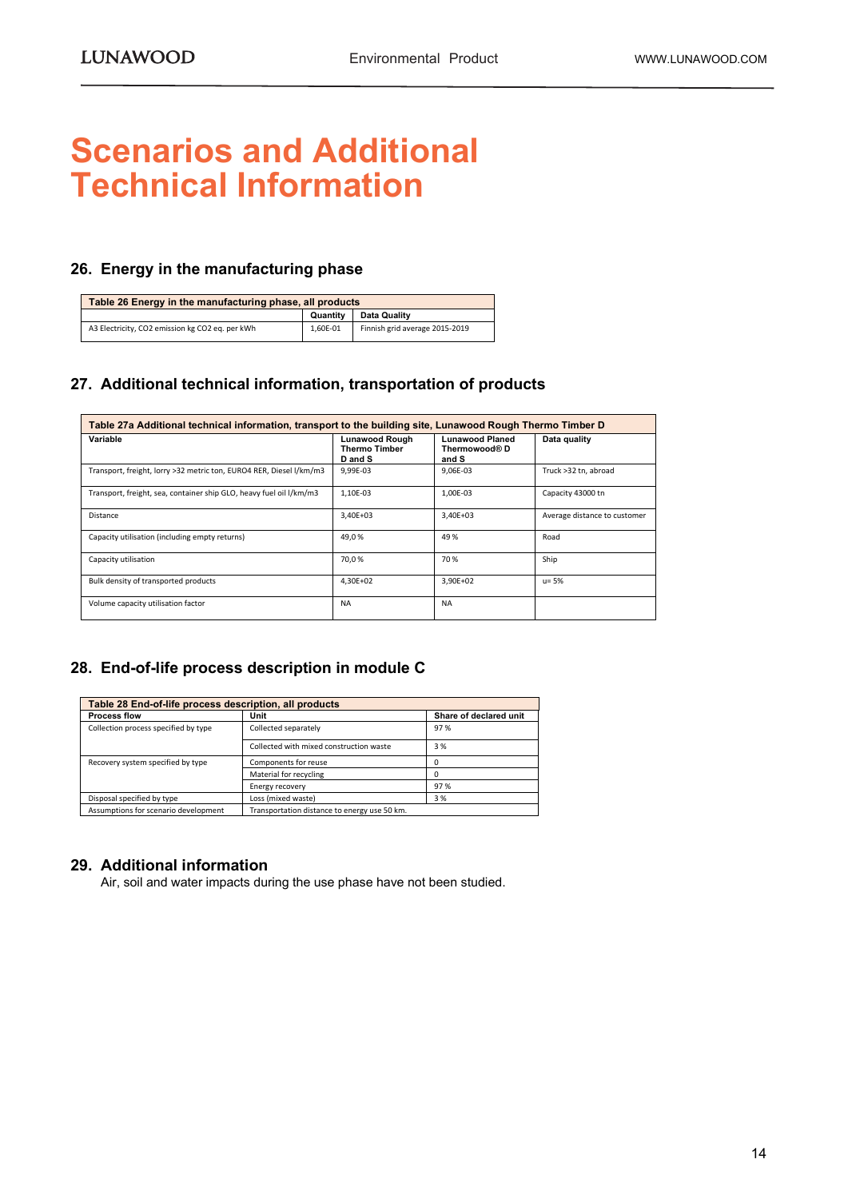# Scenarios and Additional Technical Information

## 26. Energy in the manufacturing phase

| Table 26 Energy in the manufacturing phase, all products | | |
|---|---|---|
| | Quantity | Data Quality |
| A3 Electricity, CO2 emission kg CO2 eq. per kWh | 1,60E-01 | Finnish grid average 2015-2019 |

## 27. Additional technical information, transportation of products

| Table 27a Additional technical information, transport to the building site, Lunawood Rough Thermo Timber D | | | |
|---|---|---|---|
| Variable | Lunawood Rough Thermo Timber D and S | Lunawood Planed Thermowood® D and S | Data quality |
| Transport, freight, lorry >32 metric ton, EURO4 RER, Diesel l/km/m3 | 9,99E-03 | 9,06E-03 | Truck >32 tn, abroad |
| Transport, freight, sea, container ship GLO, heavy fuel oil l/km/m3 | 1,10E-03 | 1,00E-03 | Capacity 43000 tn |
| Distance | 3,40E+03 | 3,40E+03 | Average distance to customer |
| Capacity utilisation (including empty returns) | 49,0 % | 49 % | Road |
| Capacity utilisation | 70,0 % | 70 % | Ship |
| Bulk density of transported products | 4,30E+02 | 3,90E+02 | u= 5% |
| Volume capacity utilisation factor | NA | NA | |

## 28. End-of-life process description in module C

| Table 28 End-of-life process description, all products | | |
|---|---|---|
| Process flow | Unit | Share of declared unit |
| Collection process specified by type | Collected separately | 97 % |
| | Collected with mixed construction waste | 3 % |
| Recovery system specified by type | Components for reuse | 0 |
| | Material for recycling | 0 |
| | Energy recovery | 97 % |
| Disposal specified by type | Loss (mixed waste) | 3 % |
| Assumptions for scenario development | Transportation distance to energy use 50 km. | |

## 29. Additional information

Air, soil and water impacts during the use phase have not been studied.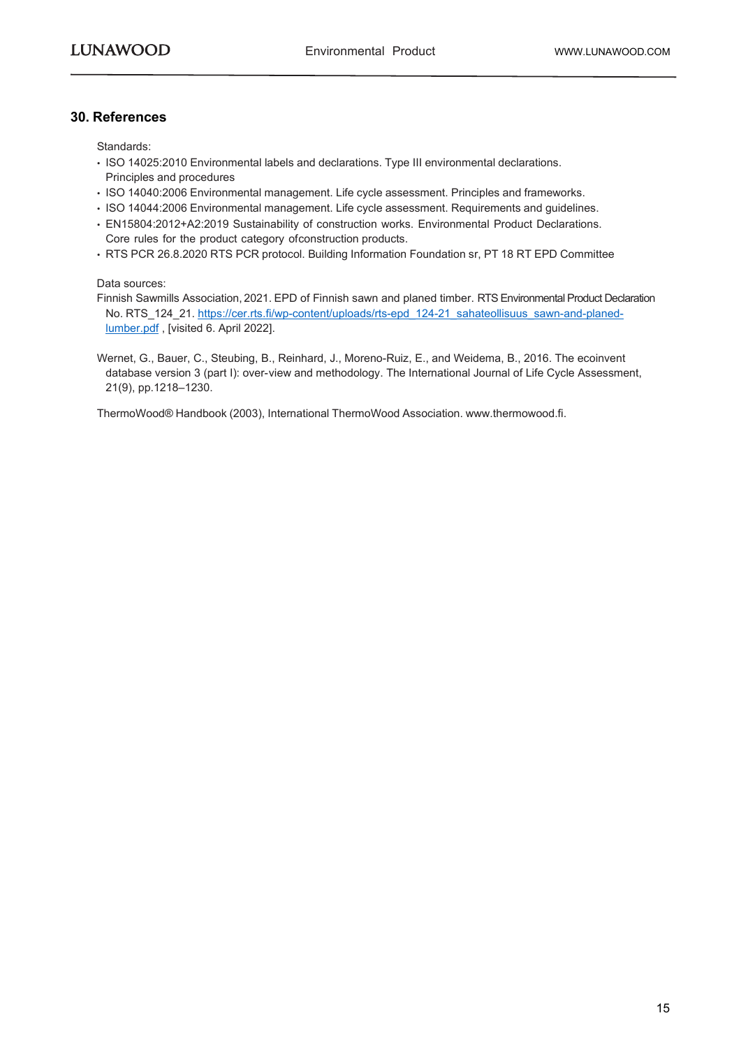## 30. References

Standards:

- ISO 14025:2010 Environmental labels and declarations. Type III environmental declarations. Principles and procedures
- ISO 14040:2006 Environmental management. Life cycle assessment. Principles and frameworks.
- ISO 14044:2006 Environmental management. Life cycle assessment. Requirements and guidelines.
- EN15804:2012+A2:2019 Sustainability of construction works. Environmental Product Declarations. Core rules for the product category ofconstruction products.
- RTS PCR 26.8.2020 RTS PCR protocol. Building Information Foundation sr, PT 18 RT EPD Committee

Data sources:

Finnish Sawmills Association, 2021. EPD of Finnish sawn and planed timber. RTS Environmental Product Declaration No. RTS_124_21. [https://cer.rts.fi/wp-content/uploads/rts-epd_124-21_sahateollisuus_sawn-and-planed-lumber.pdf](https://cer.rts.fi/wp-content/uploads/rts-epd_124-21_sahateollisuus_sawn-and-planed-lumber.pdf) , [visited 6. April 2022].

Wernet, G., Bauer, C., Steubing, B., Reinhard, J., Moreno-Ruiz, E., and Weidema, B., 2016. The ecoinvent database version 3 (part I): over-view and methodology. The International Journal of Life Cycle Assessment, 21(9), pp.1218–1230.

ThermoWood® Handbook (2003), International ThermoWood Association. www.thermowood.fi.